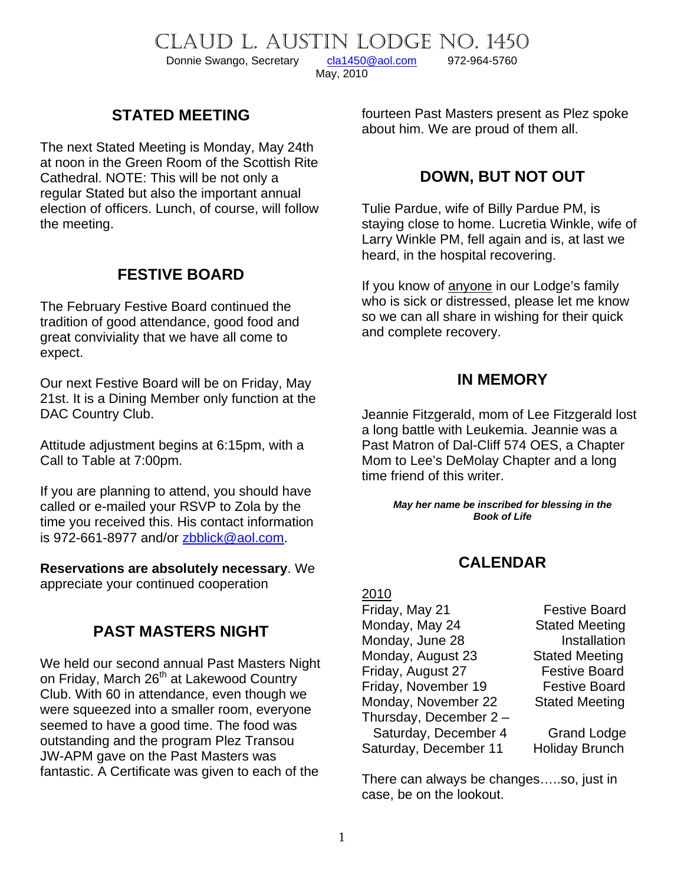# Claud L. Austin Lodge No. 1450

Donnie Swango, Secretary cla1450@aol.com 972-964-5760

May, 2010

## STATED MEETING

The next Stated Meeting is Monday, May 24th at noon in the Green Room of the Scottish Rite Cathedral. NOTE: This will be not only a regular Stated but also the important annual election of officers. Lunch, of course, will follow the meeting.

## FESTIVE BOARD

The February Festive Board continued the tradition of good attendance, good food and great conviviality that we have all come to expect.

Our next Festive Board will be on Friday, May 21st. It is a Dining Member only function at the DAC Country Club.

Attitude adjustment begins at 6:15pm, with a Call to Table at 7:00pm.

If you are planning to attend, you should have called or e-mailed your RSVP to Zola by the time you received this. His contact information is 972-661-8977 and/or zbblick@aol.com.

**Reservations are absolutely necessary**. We appreciate your continued cooperation

## PAST MASTERS NIGHT

We held our second annual Past Masters Night on Friday, March 26th at Lakewood Country Club. With 60 in attendance, even though we were squeezed into a smaller room, everyone seemed to have a good time. The food was outstanding and the program Plez Transou JW-APM gave on the Past Masters was fantastic. A Certificate was given to each of the fourteen Past Masters present as Plez spoke about him. We are proud of them all.

## DOWN, BUT NOT OUT

Tulie Pardue, wife of Billy Pardue PM, is staying close to home. Lucretia Winkle, wife of Larry Winkle PM, fell again and is, at last we heard, in the hospital recovering.

If you know of anyone in our Lodge's family who is sick or distressed, please let me know so we can all share in wishing for their quick and complete recovery.

## IN MEMORY

Jeannie Fitzgerald, mom of Lee Fitzgerald lost a long battle with Leukemia. Jeannie was a Past Matron of Dal-Cliff 574 OES, a Chapter Mom to Lee's DeMolay Chapter and a long time friend of this writer.

***May her name be inscribed for blessing in the Book of Life***

## CALENDAR

2010

| | |
|---|---|
| Friday, May 21 | Festive Board |
| Monday, May 24 | Stated Meeting |
| Monday, June 28 | Installation |
| Monday, August 23 | Stated Meeting |
| Friday, August 27 | Festive Board |
| Friday, November 19 | Festive Board |
| Monday, November 22 | Stated Meeting |
| Thursday, December 2 – Saturday, December 4 | Grand Lodge |
| Saturday, December 11 | Holiday Brunch |

There can always be changes…..so, just in case, be on the lookout.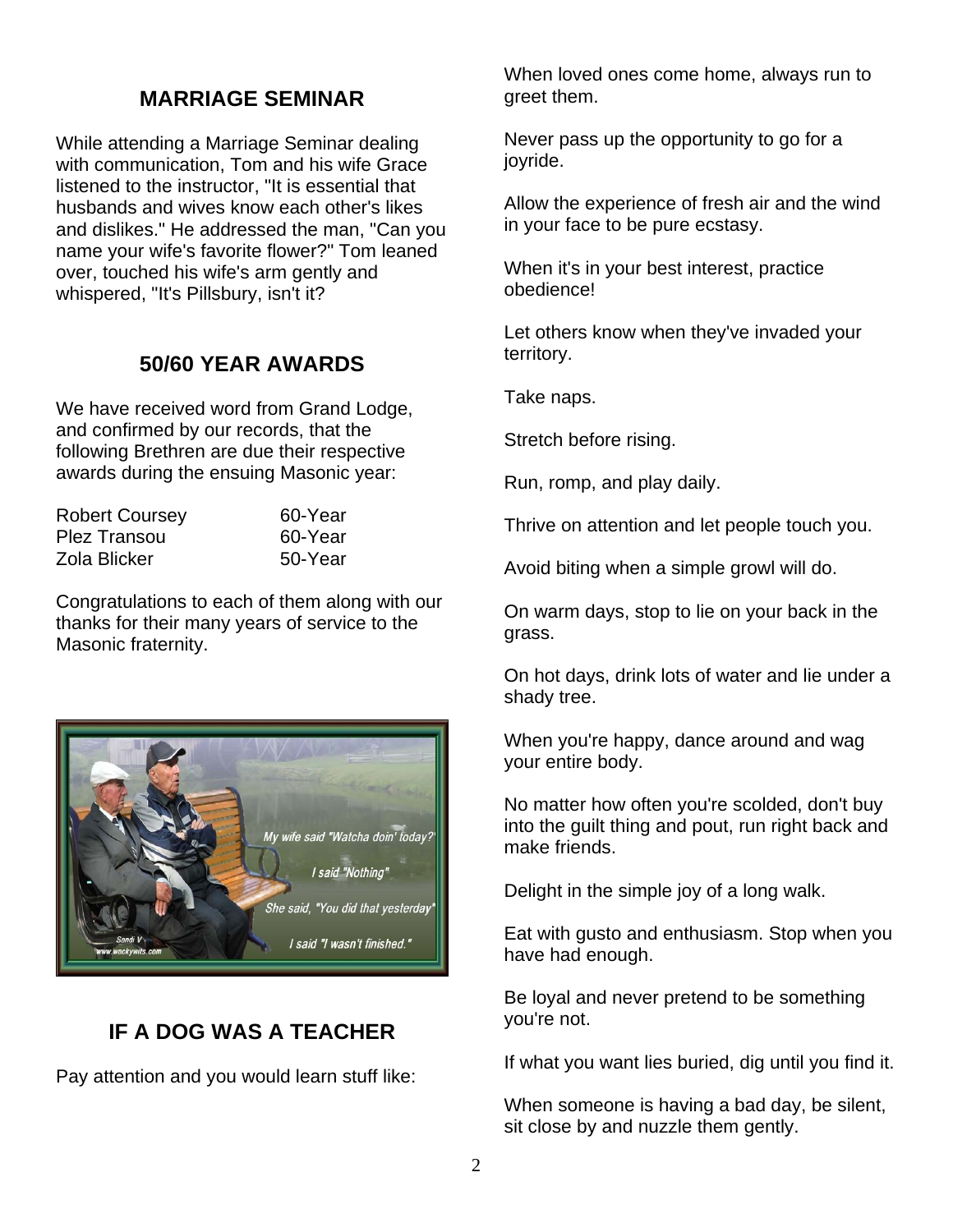## MARRIAGE SEMINAR

While attending a Marriage Seminar dealing with communication, Tom and his wife Grace listened to the instructor, "It is essential that husbands and wives know each other's likes and dislikes." He addressed the man, "Can you name your wife's favorite flower?" Tom leaned over, touched his wife's arm gently and whispered, "It's Pillsbury, isn't it?

## 50/60 YEAR AWARDS

We have received word from Grand Lodge, and confirmed by our records, that the following Brethren are due their respective awards during the ensuing Masonic year:

| | |
|---|---|
| Robert Coursey | 60-Year |
| Plez Transou | 60-Year |
| Zola Blicker | 50-Year |

Congratulations to each of them along with our thanks for their many years of service to the Masonic fraternity.

My wife said "Watcha doin' today?"

I said "Nothing"

She said, "You did that yesterday"

I said "I wasn't finished."

Sandi V
www.wackywits.com

## IF A DOG WAS A TEACHER

Pay attention and you would learn stuff like:

When loved ones come home, always run to greet them.

Never pass up the opportunity to go for a joyride.

Allow the experience of fresh air and the wind in your face to be pure ecstasy.

When it's in your best interest, practice obedience!

Let others know when they've invaded your territory.

Take naps.

Stretch before rising.

Run, romp, and play daily.

Thrive on attention and let people touch you.

Avoid biting when a simple growl will do.

On warm days, stop to lie on your back in the grass.

On hot days, drink lots of water and lie under a shady tree.

When you're happy, dance around and wag your entire body.

No matter how often you're scolded, don't buy into the guilt thing and pout, run right back and make friends.

Delight in the simple joy of a long walk.

Eat with gusto and enthusiasm. Stop when you have had enough.

Be loyal and never pretend to be something you're not.

If what you want lies buried, dig until you find it.

When someone is having a bad day, be silent, sit close by and nuzzle them gently.